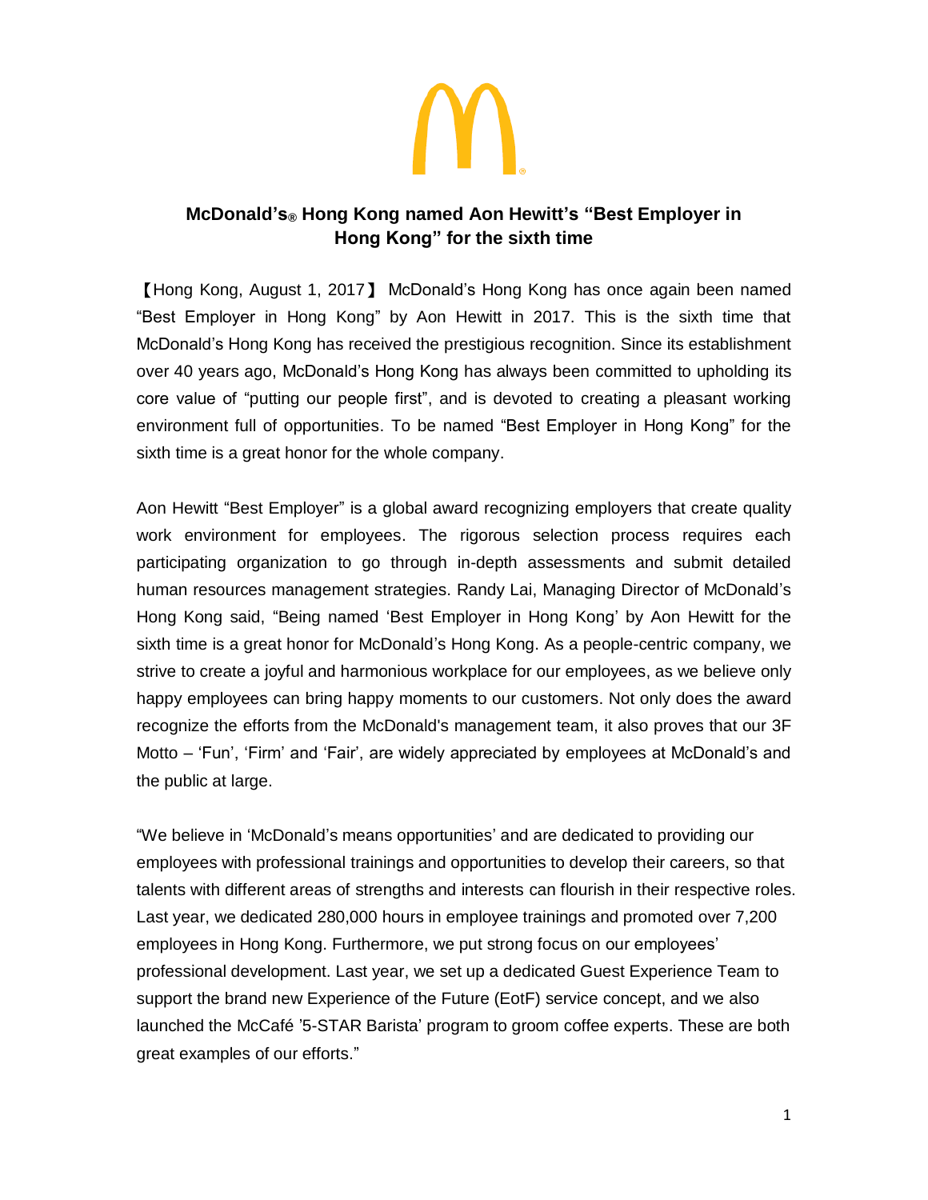# McDonald's® Hong Kong named Aon Hewitt's "Best Employer in Hong Kong" for the sixth time

【Hong Kong, August 1, 2017】 McDonald's Hong Kong has once again been named "Best Employer in Hong Kong" by Aon Hewitt in 2017. This is the sixth time that McDonald's Hong Kong has received the prestigious recognition. Since its establishment over 40 years ago, McDonald's Hong Kong has always been committed to upholding its core value of "putting our people first", and is devoted to creating a pleasant working environment full of opportunities. To be named "Best Employer in Hong Kong" for the sixth time is a great honor for the whole company.

Aon Hewitt "Best Employer" is a global award recognizing employers that create quality work environment for employees. The rigorous selection process requires each participating organization to go through in-depth assessments and submit detailed human resources management strategies. Randy Lai, Managing Director of McDonald's Hong Kong said, "Being named 'Best Employer in Hong Kong' by Aon Hewitt for the sixth time is a great honor for McDonald's Hong Kong. As a people-centric company, we strive to create a joyful and harmonious workplace for our employees, as we believe only happy employees can bring happy moments to our customers. Not only does the award recognize the efforts from the McDonald's management team, it also proves that our 3F Motto – 'Fun', 'Firm' and 'Fair', are widely appreciated by employees at McDonald's and the public at large.

"We believe in 'McDonald's means opportunities' and are dedicated to providing our employees with professional trainings and opportunities to develop their careers, so that talents with different areas of strengths and interests can flourish in their respective roles. Last year, we dedicated 280,000 hours in employee trainings and promoted over 7,200 employees in Hong Kong. Furthermore, we put strong focus on our employees' professional development. Last year, we set up a dedicated Guest Experience Team to support the brand new Experience of the Future (EotF) service concept, and we also launched the McCafé '5-STAR Barista' program to groom coffee experts. These are both great examples of our efforts."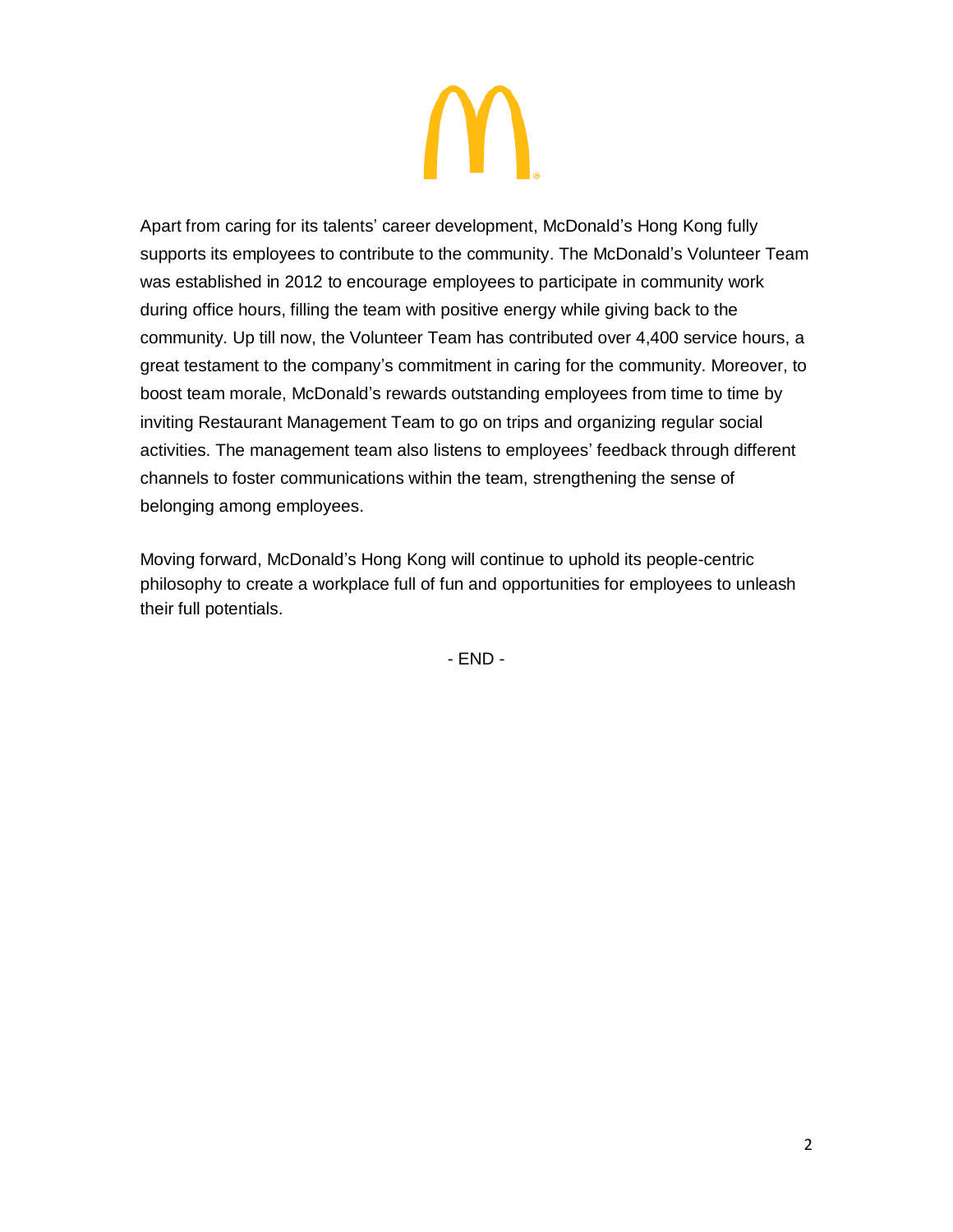Apart from caring for its talents' career development, McDonald's Hong Kong fully supports its employees to contribute to the community. The McDonald's Volunteer Team was established in 2012 to encourage employees to participate in community work during office hours, filling the team with positive energy while giving back to the community. Up till now, the Volunteer Team has contributed over 4,400 service hours, a great testament to the company's commitment in caring for the community. Moreover, to boost team morale, McDonald's rewards outstanding employees from time to time by inviting Restaurant Management Team to go on trips and organizing regular social activities. The management team also listens to employees' feedback through different channels to foster communications within the team, strengthening the sense of belonging among employees.

Moving forward, McDonald's Hong Kong will continue to uphold its people-centric philosophy to create a workplace full of fun and opportunities for employees to unleash their full potentials.

- END -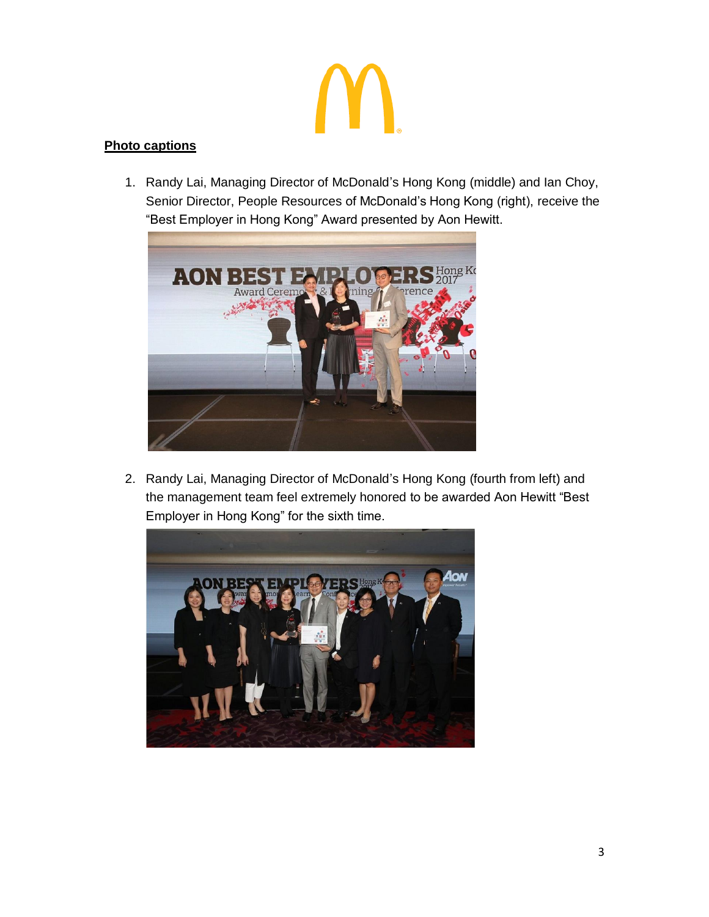**Photo captions**

1. Randy Lai, Managing Director of McDonald's Hong Kong (middle) and Ian Choy, Senior Director, People Resources of McDonald's Hong Kong (right), receive the "Best Employer in Hong Kong" Award presented by Aon Hewitt.

2. Randy Lai, Managing Director of McDonald's Hong Kong (fourth from left) and the management team feel extremely honored to be awarded Aon Hewitt "Best Employer in Hong Kong" for the sixth time.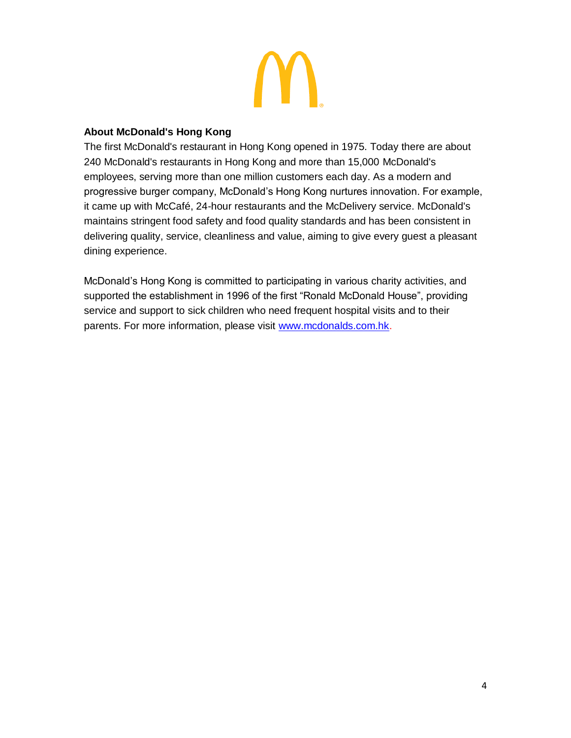**About McDonald's Hong Kong**

The first McDonald's restaurant in Hong Kong opened in 1975. Today there are about 240 McDonald's restaurants in Hong Kong and more than 15,000 McDonald's employees, serving more than one million customers each day. As a modern and progressive burger company, McDonald's Hong Kong nurtures innovation. For example, it came up with McCafé, 24-hour restaurants and the McDelivery service. McDonald's maintains stringent food safety and food quality standards and has been consistent in delivering quality, service, cleanliness and value, aiming to give every guest a pleasant dining experience.

McDonald's Hong Kong is committed to participating in various charity activities, and supported the establishment in 1996 of the first "Ronald McDonald House", providing service and support to sick children who need frequent hospital visits and to their parents. For more information, please visit www.mcdonalds.com.hk.